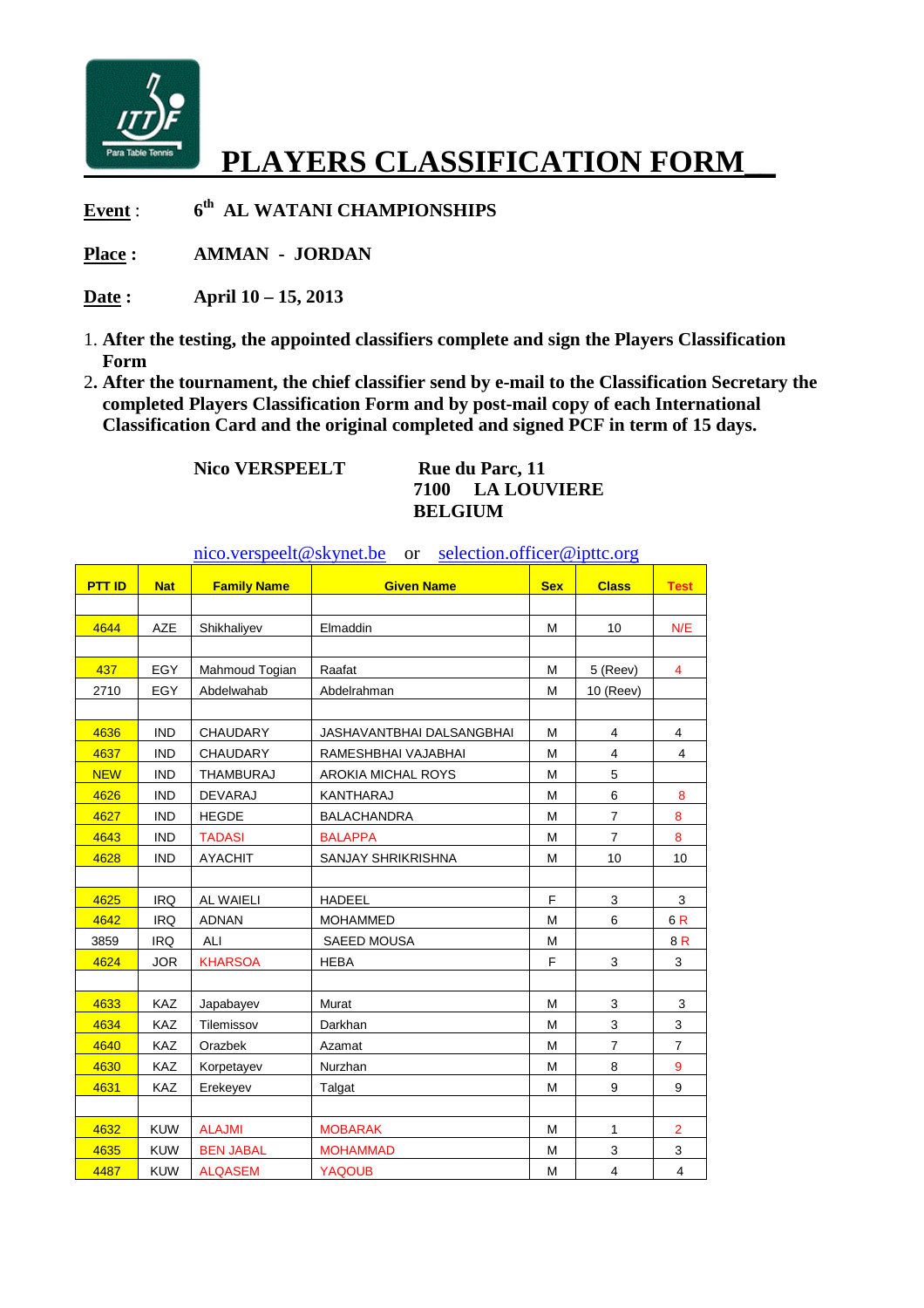# PLAYERS CLASSIFICATION FORM

**Event** : **6th AL WATANI CHAMPIONSHIPS**

**Place :** **AMMAN - JORDAN**

**Date :** **April 10 – 15, 2013**

1. **After the testing, the appointed classifiers complete and sign the Players Classification Form**
2. **After the tournament, the chief classifier send by e-mail to the Classification Secretary the completed Players Classification Form and by post-mail copy of each International Classification Card and the original completed and signed PCF in term of 15 days.**

**Nico VERSPEELT** **Rue du Parc, 11**
**7100 LA LOUVIERE**
**BELGIUM**

nico.verspeelt@skynet.be or selection.officer@ipttc.org

| PTT ID | Nat | Family Name | Given Name | Sex | Class | Test |
|---|---|---|---|---|---|---|
| | | | | | | |
| 4644 | AZE | Shikhaliyev | Elmaddin | M | 10 | N/E |
| | | | | | | |
| 437 | EGY | Mahmoud Togian | Raafat | M | 5 (Reev) | 4 |
| 2710 | EGY | Abdelwahab | Abdelrahman | M | 10 (Reev) | |
| | | | | | | |
| 4636 | IND | CHAUDARY | JASHAVANTBHAI DALSANGBHAI | M | 4 | 4 |
| 4637 | IND | CHAUDARY | RAMESHBHAI VAJABHAI | M | 4 | 4 |
| NEW | IND | THAMBURAJ | AROKIA MICHAL ROYS | M | 5 | |
| 4626 | IND | DEVARAJ | KANTHARAJ | M | 6 | 8 |
| 4627 | IND | HEGDE | BALACHANDRA | M | 7 | 8 |
| 4643 | IND | TADASI | BALAPPA | M | 7 | 8 |
| 4628 | IND | AYACHIT | SANJAY SHRIKRISHNA | M | 10 | 10 |
| | | | | | | |
| 4625 | IRQ | AL WAIELI | HADEEL | F | 3 | 3 |
| 4642 | IRQ | ADNAN | MOHAMMED | M | 6 | 6 R |
| 3859 | IRQ | ALI | SAEED MOUSA | M | | 8 R |
| 4624 | JOR | KHARSOA | HEBA | F | 3 | 3 |
| | | | | | | |
| 4633 | KAZ | Japabayev | Murat | M | 3 | 3 |
| 4634 | KAZ | Tilemissov | Darkhan | M | 3 | 3 |
| 4640 | KAZ | Orazbek | Azamat | M | 7 | 7 |
| 4630 | KAZ | Korpetayev | Nurzhan | M | 8 | 9 |
| 4631 | KAZ | Erekeyev | Talgat | M | 9 | 9 |
| | | | | | | |
| 4632 | KUW | ALAJMI | MOBARAK | M | 1 | 2 |
| 4635 | KUW | BEN JABAL | MOHAMMAD | M | 3 | 3 |
| 4487 | KUW | ALQASEM | YAQOUB | M | 4 | 4 |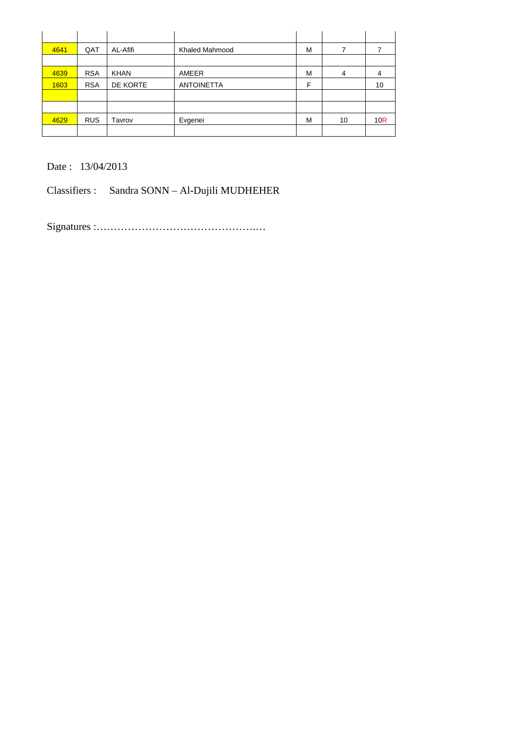| | | | | | | |
|---|---|---|---|---|---|---|
| | | | | | | |
| 4641 | QAT | AL-Afifi | Khaled Mahmood | M | 7 | 7 |
| | | | | | | |
| 4639 | RSA | KHAN | AMEER | M | 4 | 4 |
| 1603 | RSA | DE KORTE | ANTOINETTA | F | | 10 |
| | | | | | | |
| | | | | | | |
| 4629 | RUS | Tavrov | Evgenei | M | 10 | 10R |
| | | | | | | |

Date : 13/04/2013

Classifiers : Sandra SONN – Al-Dujili MUDHEHER

Signatures :…………………………………………..…